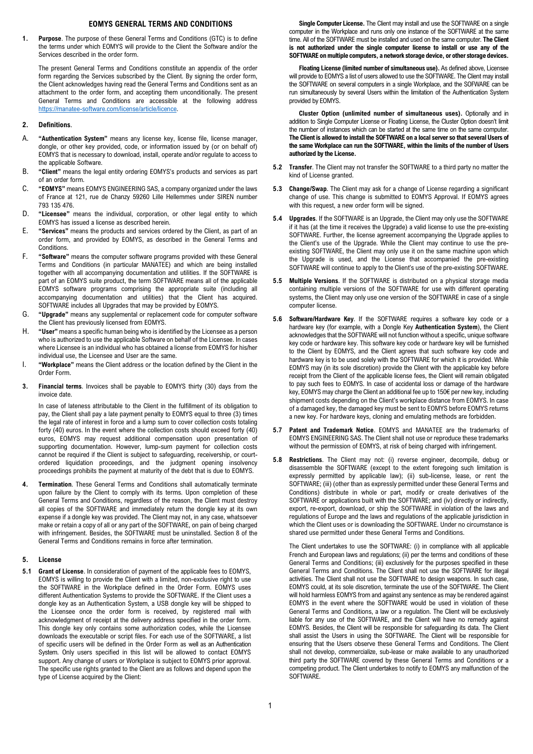# EOMYS GENERAL TERMS AND CONDITIONS

**1. Purpose**. The purpose of these General Terms and Conditions (GTC) is to define the terms under which EOMYS will provide to the Client the Software and/or the Services described in the order form.

The present General Terms and Conditions constitute an appendix of the order form regarding the Services subscribed by the Client. By signing the order form, the Client acknowledges having read the General Terms and Conditions sent as an attachment to the order form, and accepting them unconditionally. The present General Terms and Conditions are accessible at the following address https://manatee-software.com/license/article/licence.

**2. Definitions**.

A. **"Authentication System"** means any license key, license file, license manager, dongle, or other key provided, code, or information issued by (or on behalf of) EOMYS that is necessary to download, install, operate and/or regulate to access to the applicable Software.

B. **"Client"** means the legal entity ordering EOMYS's products and services as part of an order form.

C. **"EOMYS"** means EOMYS ENGINEERING SAS, a company organized under the laws of France at 121, rue de Chanzy 59260 Lille Hellemmes under SIREN number 793 135 476.

D. **"Licensee"** means the individual, corporation, or other legal entity to which EOMYS has issued a license as described herein.

E. **"Services"** means the products and services ordered by the Client, as part of an order form, and provided by EOMYS, as described in the General Terms and Conditions.

F. **"Software"** means the computer software programs provided with these General Terms and Conditions (in particular MANATEE) and which are being installed together with all accompanying documentation and utilities. If the SOFTWARE is part of an EOMYS suite product, the term SOFTWARE means all of the applicable EOMYS software programs comprising the appropriate suite (including all accompanying documentation and utilities) that the Client has acquired. SOFTWARE includes all Upgrades that may be provided by EOMYS.

G. **"Upgrade"** means any supplemental or replacement code for computer software the Client has previously licensed from EOMYS.

H. **"User"** means a specific human being who is identified by the Licensee as a person who is authorized to use the applicable Software on behalf of the Licensee. In cases where Licensee is an individual who has obtained a license from EOMYS for his/her individual use, the Licensee and User are the same.

I. **"Workplace"** means the Client address or the location defined by the Client in the Order Form.

**3. Financial terms**. Invoices shall be payable to EOMYS thirty (30) days from the invoice date.

In case of lateness attributable to the Client in the fulfillment of its obligation to pay, the Client shall pay a late payment penalty to EOMYS equal to three (3) times the legal rate of interest in force and a lump sum to cover collection costs totaling forty (40) euros. In the event where the collection costs should exceed forty (40) euros, EOMYS may request additional compensation upon presentation of supporting documentation. However, lump-sum payment for collection costs cannot be required if the Client is subject to safeguarding, receivership, or court-ordered liquidation proceedings, and the judgment opening insolvency proceedings prohibits the payment at maturity of the debt that is due to EOMYS.

**4. Termination**. These General Terms and Conditions shall automatically terminate upon failure by the Client to comply with its terms. Upon completion of these General Terms and Conditions, regardless of the reason, the Client must destroy all copies of the SOFTWARE and immediately return the dongle key at its own expense if a dongle key was provided. The Client may not, in any case, whatsoever make or retain a copy of all or any part of the SOFTWARE, on pain of being charged with infringement. Besides, the SOFTWARE must be uninstalled. Section 8 of the General Terms and Conditions remains in force after termination.

**5. License**

**5.1 Grant of License**. In consideration of payment of the applicable fees to EOMYS, EOMYS is willing to provide the Client with a limited, non-exclusive right to use the SOFTWARE in the Workplace defined in the Order Form. EOMYS uses different Authentication Systems to provide the SOFTWARE. If the Client uses a dongle key as an Authentication System, a USB dongle key will be shipped to the Licensee once the order form is received, by registered mail with acknowledgment of receipt at the delivery address specified in the order form. This dongle key only contains some authorization codes, while the Licensee downloads the executable or script files. For each use of the SOFTWARE, a list of specific users will be defined in the Order Form as well as an Authentication System. Only users specified in this list will be allowed to contact EOMYS support. Any change of users or Workplace is subject to EOMYS prior approval. The specific use rights granted to the Client are as follows and depend upon the type of License acquired by the Client:

**Single Computer License.** The Client may install and use the SOFTWARE on a single computer in the Workplace and runs only one instance of the SOFTWARE at the same time. All of the SOFTWARE must be installed and used on the same computer. **The Client is not authorized under the single computer license to install or use any of the SOFTWARE on multiple computers, a network storage device, or other storage devices.**

**Floating License (limited number of simultaneous use).** As defined above, Licensee will provide to EOMYS a list of users allowed to use the SOFTWARE. The Client may install the SOFTWARE on several computers in a single Workplace, and the SOFWARE can be run simultaneously by several Users within the limitation of the Authentication System provided by EOMYS.

**Cluster Option (unlimited number of simultaneous uses).** Optionally and in addition to Single Computer License or Floating License, the Cluster Option doesn't limit the number of instances which can be started at the same time on the same computer. **The Client is allowed to install the SOFTWARE on a local server so that several Users of the same Workplace can run the SOFTWARE, within the limits of the number of Users authorized by the License.**

**5.2 Transfer**. The Client may not transfer the SOFTWARE to a third party no matter the kind of License granted.

**5.3 Change/Swap**. The Client may ask for a change of License regarding a significant change of use. This change is submitted to EOMYS Approval. If EOMYS agrees with this request, a new order form will be signed.

**5.4 Upgrades**. If the SOFTWARE is an Upgrade, the Client may only use the SOFTWARE if it has (at the time it receives the Upgrade) a valid license to use the pre-existing SOFTWARE. Further, the license agreement accompanying the Upgrade applies to the Client's use of the Upgrade. While the Client may continue to use the pre-existing SOFTWARE, the Client may only use it on the same machine upon which the Upgrade is used, and the License that accompanied the pre-existing SOFTWARE will continue to apply to the Client's use of the pre-existing SOFTWARE.

**5.5 Multiple Versions**. If the SOFTWARE is distributed on a physical storage media containing multiple versions of the SOFTWARE for use with different operating systems, the Client may only use one version of the SOFTWARE in case of a single computer license.

**5.6 Software/Hardware Key**. If the SOFTWARE requires a software key code or a hardware key (for example, with a Dongle Key **Authentication System**), the Client acknowledges that the SOFTWARE will not function without a specific, unique software key code or hardware key. This software key code or hardware key will be furnished to the Client by EOMYS, and the Client agrees that such software key code and hardware key is to be used solely with the SOFTWARE for which it is provided. While EOMYS may (in its sole discretion) provide the Client with the applicable key before receipt from the Client of the applicable license fees, the Client will remain obligated to pay such fees to EOMYS. In case of accidental loss or damage of the hardware key, EOMYS may charge the Client an additional fee up to 150€ per new key, including shipment costs depending on the Client's workplace distance from EOMYS. In case of a damaged key, the damaged key must be sent to EOMYS before EOMYS returns a new key. For hardware keys, cloning and emulating methods are forbidden.

**5.7 Patent and Trademark Notice**. EOMYS and MANATEE are the trademarks of EOMYS ENGINEERING SAS. The Client shall not use or reproduce these trademarks without the permission of EOMYS, at risk of being charged with infringement.

**5.8 Restrictions**. The Client may not: (i) reverse engineer, decompile, debug or disassemble the SOFTWARE (except to the extent foregoing such limitation is expressly permitted by applicable law); (ii) sub-license, lease, or rent the SOFTWARE; (iii) (other than as expressly permitted under these General Terms and Conditions) distribute in whole or part, modify or create derivatives of the SOFTWARE or applications built with the SOFTWARE; and (iv) directly or indirectly, export, re-export, download, or ship the SOFTWARE in violation of the laws and regulations of Europe and the laws and regulations of the applicable jurisdiction in which the Client uses or is downloading the SOFTWARE. Under no circumstance is shared use permitted under these General Terms and Conditions.

The Client undertakes to use the SOFTWARE: (i) in compliance with all applicable French and European laws and regulations; (ii) per the terms and conditions of these General Terms and Conditions; (iii) exclusively for the purposes specified in these General Terms and Conditions. The Client shall not use the SOFTWARE for illegal activities. The Client shall not use the SOFTWARE to design weapons. In such case, EOMYS could, at its sole discretion, terminate the use of the SOFTWARE. The Client will hold harmless EOMYS from and against any sentence as may be rendered against EOMYS in the event where the SOFTWARE would be used in violation of these General Terms and Conditions, a law or a regulation. The Client will be exclusively liable for any use of the SOFTWARE, and the Client will have no remedy against EOMYS. Besides, the Client will be responsible for safeguarding its data. The Client shall assist the Users in using the SOFTWARE. The Client will be responsible for ensuring that the Users observe these General Terms and Conditions. The Client shall not develop, commercialize, sub-lease or make available to any unauthorized third party the SOFTWARE covered by these General Terms and Conditions or a competing product. The Client undertakes to notify to EOMYS any malfunction of the SOFTWARE.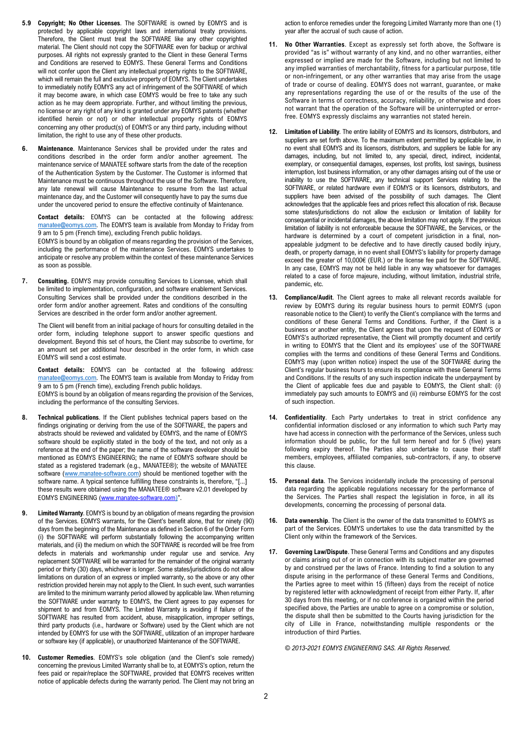**5.9 Copyright; No Other Licenses**. The SOFTWARE is owned by EOMYS and is protected by applicable copyright laws and international treaty provisions. Therefore, the Client must treat the SOFTWARE like any other copyrighted material. The Client should not copy the SOFTWARE even for backup or archival purposes. All rights not expressly granted to the Client in these General Terms and Conditions are reserved to EOMYS. These General Terms and Conditions will not confer upon the Client any intellectual property rights to the SOFTWARE, which will remain the full and exclusive property of EOMYS. The Client undertakes to immediately notify EOMYS any act of infringement of the SOFTWARE of which it may become aware, in which case EOMYS would be free to take any such action as he may deem appropriate. Further, and without limiting the previous, no license or any right of any kind is granted under any EOMYS patents (whether identified herein or not) or other intellectual property rights of EOMYS concerning any other product(s) of EOMYS or any third party, including without limitation, the right to use any of these other products.

**6. Maintenance**. Maintenance Services shall be provided under the rates and conditions described in the order form and/or another agreement. The maintenance service of MANATEE software starts from the date of the reception of the Authentication System by the Customer. The Customer is informed that Maintenance must be continuous throughout the use of the Software. Therefore, any late renewal will cause Maintenance to resume from the last actual maintenance day, and the Customer will consequently have to pay the sums due under the uncovered period to ensure the effective continuity of Maintenance.

**Contact details:** EOMYS can be contacted at the following address: manatee@eomys.com. The EOMYS team is available from Monday to Friday from 9 am to 5 pm (French time), excluding French public holidays.
EOMYS is bound by an obligation of means regarding the provision of the Services, including the performance of the maintenance Services. EOMYS undertakes to anticipate or resolve any problem within the context of these maintenance Services as soon as possible.

**7. Consulting.** EOMYS may provide consulting Services to Licensee, which shall be limited to implementation, configuration, and software enablement Services. Consulting Services shall be provided under the conditions described in the order form and/or another agreement. Rates and conditions of the consulting Services are described in the order form and/or another agreement.

The Client will benefit from an initial package of hours for consulting detailed in the order form, including telephone support to answer specific questions and development. Beyond this set of hours, the Client may subscribe to overtime, for an amount set per additional hour described in the order form, in which case EOMYS will send a cost estimate.

**Contact details:** EOMYS can be contacted at the following address: manatee@eomys.com. The EOMYS team is available from Monday to Friday from 9 am to 5 pm (French time), excluding French public holidays.
EOMYS is bound by an obligation of means regarding the provision of the Services, including the performance of the consulting Services.

**8. Technical publications**. If the Client publishes technical papers based on the findings originating or deriving from the use of the SOFTWARE, the papers and abstracts should be reviewed and validated by EOMYS, and the name of EOMYS software should be explicitly stated in the body of the text, and not only as a reference at the end of the paper; the name of the software developer should be mentioned as EOMYS ENGINEERING; the name of EOMYS software should be stated as a registered trademark (e.g., MANATEE®); the website of MANATEE software (www.manatee-software.com) should be mentioned together with the software name. A typical sentence fulfilling these constraints is, therefore, "[...] these results were obtained using the MANATEE® software v2.01 developed by EOMYS ENGINEERING (www.manatee-software.com)".

**9. Limited Warranty**. EOMYS is bound by an obligation of means regarding the provision of the Services. EOMYS warrants, for the Client's benefit alone, that for ninety (90) days from the beginning of the Maintenance as defined in Section 6 of the Order Form (i) the SOFTWARE will perform substantially following the accompanying written materials, and (ii) the medium on which the SOFTWARE is recorded will be free from defects in materials and workmanship under regular use and service. Any replacement SOFTWARE will be warranted for the remainder of the original warranty period or thirty (30) days, whichever is longer. Some states/jurisdictions do not allow limitations on duration of an express or implied warranty, so the above or any other restriction provided herein may not apply to the Client. In such event, such warranties are limited to the minimum warranty period allowed by applicable law. When returning the SOFTWARE under warranty to EOMYS, the Client agrees to pay expenses for shipment to and from EOMYS. The Limited Warranty is avoiding if failure of the SOFTWARE has resulted from accident, abuse, misapplication, improper settings, third party products (i.e., hardware or Software) used by the Client which are not intended by EOMYS for use with the SOFTWARE, utilization of an improper hardware or software key (if applicable), or unauthorized Maintenance of the SOFTWARE.

**10. Customer Remedies**. EOMYS's sole obligation (and the Client's sole remedy) concerning the previous Limited Warranty shall be to, at EOMYS's option, return the fees paid or repair/replace the SOFTWARE, provided that EOMYS receives written notice of applicable defects during the warranty period. The Client may not bring an action to enforce remedies under the foregoing Limited Warranty more than one (1) year after the accrual of such cause of action.

**11. No Other Warranties**. Except as expressly set forth above, the Software is provided "as is" without warranty of any kind, and no other warranties, either expressed or implied are made for the Software, including but not limited to any implied warranties of merchantability, fitness for a particular purpose, title or non-infringement, or any other warranties that may arise from the usage of trade or course of dealing. EOMYS does not warrant, guarantee, or make any representations regarding the use of or the results of the use of the Software in terms of correctness, accuracy, reliability, or otherwise and does not warrant that the operation of the Software will be uninterrupted or error-free. EOMYS expressly disclaims any warranties not stated herein.

**12. Limitation of Liability**. The entire liability of EOMYS and its licensors, distributors, and suppliers are set forth above. To the maximum extent permitted by applicable law, in no event shall EOMYS and its licensors, distributors, and suppliers be liable for any damages, including, but not limited to, any special, direct, indirect, incidental, exemplary, or consequential damages, expenses, lost profits, lost savings, business interruption, lost business information, or any other damages arising out of the use or inability to use the SOFTWARE, any technical support Services relating to the SOFTWARE, or related hardware even if EOMYS or its licensors, distributors, and suppliers have been advised of the possibility of such damages. The Client acknowledges that the applicable fees and prices reflect this allocation of risk. Because some states/jurisdictions do not allow the exclusion or limitation of liability for consequential or incidental damages, the above limitation may not apply. If the previous limitation of liability is not enforceable because the SOFTWARE, the Services, or the hardware is determined by a court of competent jurisdiction in a final, non-appealable judgment to be defective and to have directly caused bodily injury, death, or property damage, in no event shall EOMYS's liability for property damage exceed the greater of 10,000€ (EUR.) or the license fee paid for the SOFTWARE. In any case, EOMYS may not be held liable in any way whatsoever for damages related to a case of force majeure, including, without limitation, industrial strife, pandemic, etc.

**13. Compliance/Audit**. The Client agrees to make all relevant records available for review by EOMYS during its regular business hours to permit EOMYS (upon reasonable notice to the Client) to verify the Client's compliance with the terms and conditions of these General Terms and Conditions. Further, if the Client is a business or another entity, the Client agrees that upon the request of EOMYS or EOMYS's authorized representative, the Client will promptly document and certify in writing to EOMYS that the Client and its employees' use of the SOFTWARE complies with the terms and conditions of these General Terms and Conditions. EOMYS may (upon written notice) inspect the use of the SOFTWARE during the Client's regular business hours to ensure its compliance with these General Terms and Conditions. If the results of any such inspection indicate the underpayment by the Client of applicable fees due and payable to EOMYS, the Client shall: (i) immediately pay such amounts to EOMYS and (ii) reimburse EOMYS for the cost of such inspection.

**14. Confidentiality**. Each Party undertakes to treat in strict confidence any confidential information disclosed or any information to which such Party may have had access in connection with the performance of the Services, unless such information should be public, for the full term hereof and for 5 (five) years following expiry thereof. The Parties also undertake to cause their staff members, employees, affiliated companies, sub-contractors, if any, to observe this clause.

**15. Personal data**. The Services incidentally include the processing of personal data regarding the applicable regulations necessary for the performance of the Services. The Parties shall respect the legislation in force, in all its developments, concerning the processing of personal data.

**16. Data ownership**. The Client is the owner of the data transmitted to EOMYS as part of the Services. EOMYS undertakes to use the data transmitted by the Client only within the framework of the Services.

**17. Governing Law/Dispute**. These General Terms and Conditions and any disputes or claims arising out of or in connection with its subject matter are governed by and construed per the laws of France. Intending to find a solution to any dispute arising in the performance of these General Terms and Conditions, the Parties agree to meet within 15 (fifteen) days from the receipt of notice by registered letter with acknowledgment of receipt from either Party. If, after 30 days from this meeting, or if no conference is organized within the period specified above, the Parties are unable to agree on a compromise or solution, the dispute shall then be submitted to the Courts having jurisdiction for the city of Lille in France, notwithstanding multiple respondents or the introduction of third Parties.

*© 2013-2021 EOMYS ENGINEERING SAS. All Rights Reserved.*